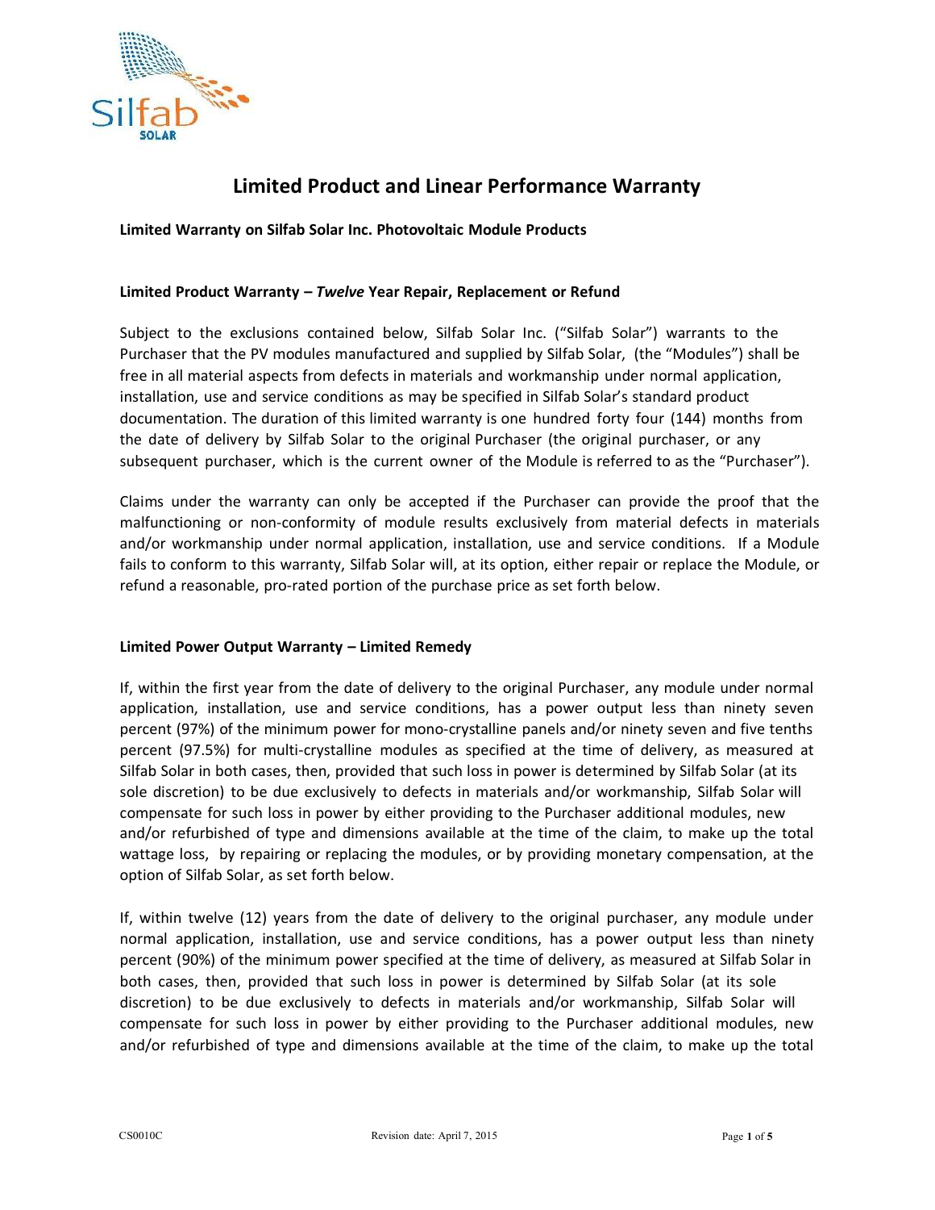Silfab SOLAR

# Limited Product and Linear Performance Warranty

**Limited Warranty on Silfab Solar Inc. Photovoltaic Module Products**

**Limited Product Warranty – *Twelve* Year Repair, Replacement or Refund**

Subject to the exclusions contained below, Silfab Solar Inc. ("Silfab Solar") warrants to the Purchaser that the PV modules manufactured and supplied by Silfab Solar, (the "Modules") shall be free in all material aspects from defects in materials and workmanship under normal application, installation, use and service conditions as may be specified in Silfab Solar's standard product documentation. The duration of this limited warranty is one hundred forty four (144) months from the date of delivery by Silfab Solar to the original Purchaser (the original purchaser, or any subsequent purchaser, which is the current owner of the Module is referred to as the "Purchaser").

Claims under the warranty can only be accepted if the Purchaser can provide the proof that the malfunctioning or non-conformity of module results exclusively from material defects in materials and/or workmanship under normal application, installation, use and service conditions. If a Module fails to conform to this warranty, Silfab Solar will, at its option, either repair or replace the Module, or refund a reasonable, pro-rated portion of the purchase price as set forth below.

**Limited Power Output Warranty – Limited Remedy**

If, within the first year from the date of delivery to the original Purchaser, any module under normal application, installation, use and service conditions, has a power output less than ninety seven percent (97%) of the minimum power for mono-crystalline panels and/or ninety seven and five tenths percent (97.5%) for multi-crystalline modules as specified at the time of delivery, as measured at Silfab Solar in both cases, then, provided that such loss in power is determined by Silfab Solar (at its sole discretion) to be due exclusively to defects in materials and/or workmanship, Silfab Solar will compensate for such loss in power by either providing to the Purchaser additional modules, new and/or refurbished of type and dimensions available at the time of the claim, to make up the total wattage loss, by repairing or replacing the modules, or by providing monetary compensation, at the option of Silfab Solar, as set forth below.

If, within twelve (12) years from the date of delivery to the original purchaser, any module under normal application, installation, use and service conditions, has a power output less than ninety percent (90%) of the minimum power specified at the time of delivery, as measured at Silfab Solar in both cases, then, provided that such loss in power is determined by Silfab Solar (at its sole discretion) to be due exclusively to defects in materials and/or workmanship, Silfab Solar will compensate for such loss in power by either providing to the Purchaser additional modules, new and/or refurbished of type and dimensions available at the time of the claim, to make up the total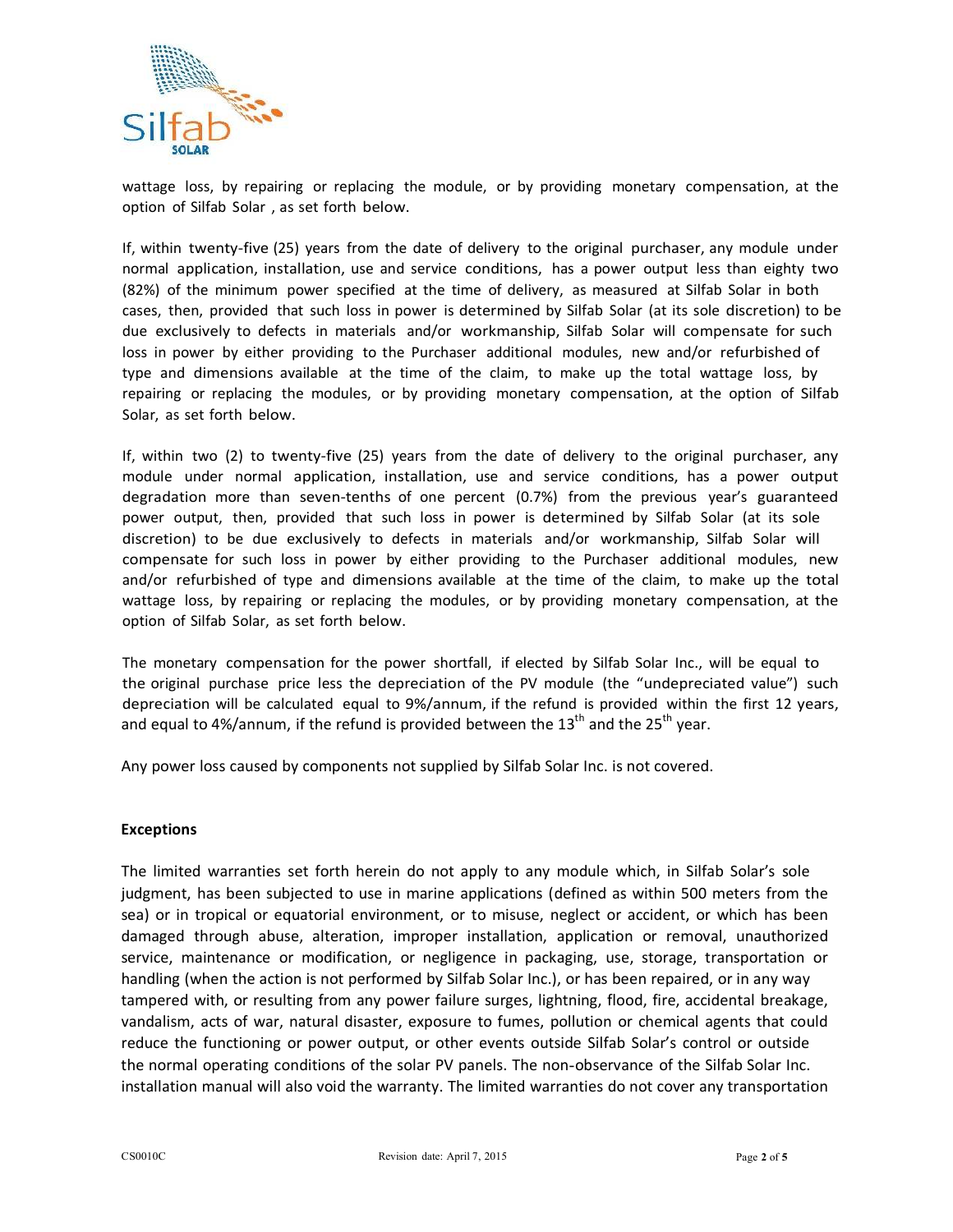wattage loss, by repairing or replacing the module, or by providing monetary compensation, at the option of Silfab Solar , as set forth below.

If, within twenty-five (25) years from the date of delivery to the original purchaser, any module under normal application, installation, use and service conditions, has a power output less than eighty two (82%) of the minimum power specified at the time of delivery, as measured at Silfab Solar in both cases, then, provided that such loss in power is determined by Silfab Solar (at its sole discretion) to be due exclusively to defects in materials and/or workmanship, Silfab Solar will compensate for such loss in power by either providing to the Purchaser additional modules, new and/or refurbished of type and dimensions available at the time of the claim, to make up the total wattage loss, by repairing or replacing the modules, or by providing monetary compensation, at the option of Silfab Solar, as set forth below.

If, within two (2) to twenty-five (25) years from the date of delivery to the original purchaser, any module under normal application, installation, use and service conditions, has a power output degradation more than seven-tenths of one percent (0.7%) from the previous year's guaranteed power output, then, provided that such loss in power is determined by Silfab Solar (at its sole discretion) to be due exclusively to defects in materials and/or workmanship, Silfab Solar will compensate for such loss in power by either providing to the Purchaser additional modules, new and/or refurbished of type and dimensions available at the time of the claim, to make up the total wattage loss, by repairing or replacing the modules, or by providing monetary compensation, at the option of Silfab Solar, as set forth below.

The monetary compensation for the power shortfall, if elected by Silfab Solar Inc., will be equal to the original purchase price less the depreciation of the PV module (the "undepreciated value") such depreciation will be calculated equal to 9%/annum, if the refund is provided within the first 12 years, and equal to 4%/annum, if the refund is provided between the 13$^{th}$ and the 25$^{th}$ year.

Any power loss caused by components not supplied by Silfab Solar Inc. is not covered.

**Exceptions**

The limited warranties set forth herein do not apply to any module which, in Silfab Solar's sole judgment, has been subjected to use in marine applications (defined as within 500 meters from the sea) or in tropical or equatorial environment, or to misuse, neglect or accident, or which has been damaged through abuse, alteration, improper installation, application or removal, unauthorized service, maintenance or modification, or negligence in packaging, use, storage, transportation or handling (when the action is not performed by Silfab Solar Inc.), or has been repaired, or in any way tampered with, or resulting from any power failure surges, lightning, flood, fire, accidental breakage, vandalism, acts of war, natural disaster, exposure to fumes, pollution or chemical agents that could reduce the functioning or power output, or other events outside Silfab Solar's control or outside the normal operating conditions of the solar PV panels. The non-observance of the Silfab Solar Inc. installation manual will also void the warranty. The limited warranties do not cover any transportation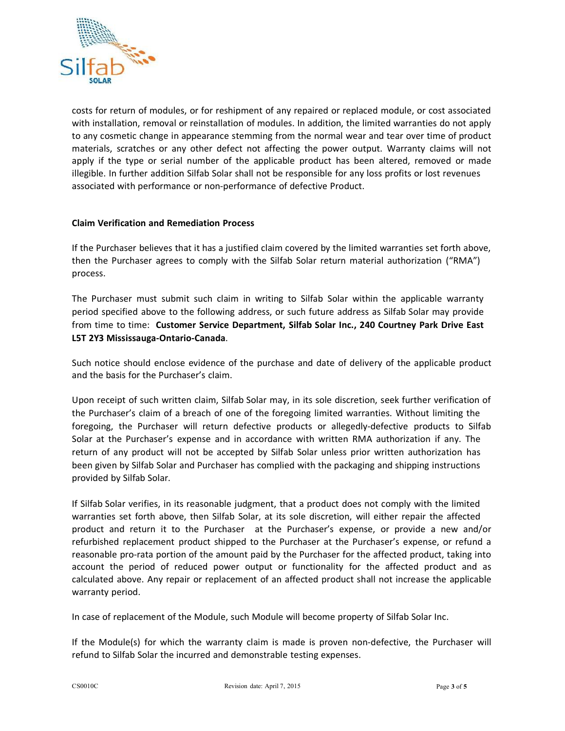costs for return of modules, or for reshipment of any repaired or replaced module, or cost associated with installation, removal or reinstallation of modules. In addition, the limited warranties do not apply to any cosmetic change in appearance stemming from the normal wear and tear over time of product materials, scratches or any other defect not affecting the power output. Warranty claims will not apply if the type or serial number of the applicable product has been altered, removed or made illegible. In further addition Silfab Solar shall not be responsible for any loss profits or lost revenues associated with performance or non-performance of defective Product.

**Claim Verification and Remediation Process**

If the Purchaser believes that it has a justified claim covered by the limited warranties set forth above, then the Purchaser agrees to comply with the Silfab Solar return material authorization ("RMA") process.

The Purchaser must submit such claim in writing to Silfab Solar within the applicable warranty period specified above to the following address, or such future address as Silfab Solar may provide from time to time: **Customer Service Department, Silfab Solar Inc., 240 Courtney Park Drive East L5T 2Y3 Mississauga-Ontario-Canada**.

Such notice should enclose evidence of the purchase and date of delivery of the applicable product and the basis for the Purchaser's claim.

Upon receipt of such written claim, Silfab Solar may, in its sole discretion, seek further verification of the Purchaser's claim of a breach of one of the foregoing limited warranties. Without limiting the foregoing, the Purchaser will return defective products or allegedly-defective products to Silfab Solar at the Purchaser's expense and in accordance with written RMA authorization if any. The return of any product will not be accepted by Silfab Solar unless prior written authorization has been given by Silfab Solar and Purchaser has complied with the packaging and shipping instructions provided by Silfab Solar.

If Silfab Solar verifies, in its reasonable judgment, that a product does not comply with the limited warranties set forth above, then Silfab Solar, at its sole discretion, will either repair the affected product and return it to the Purchaser at the Purchaser's expense, or provide a new and/or refurbished replacement product shipped to the Purchaser at the Purchaser's expense, or refund a reasonable pro-rata portion of the amount paid by the Purchaser for the affected product, taking into account the period of reduced power output or functionality for the affected product and as calculated above. Any repair or replacement of an affected product shall not increase the applicable warranty period.

In case of replacement of the Module, such Module will become property of Silfab Solar Inc.

If the Module(s) for which the warranty claim is made is proven non-defective, the Purchaser will refund to Silfab Solar the incurred and demonstrable testing expenses.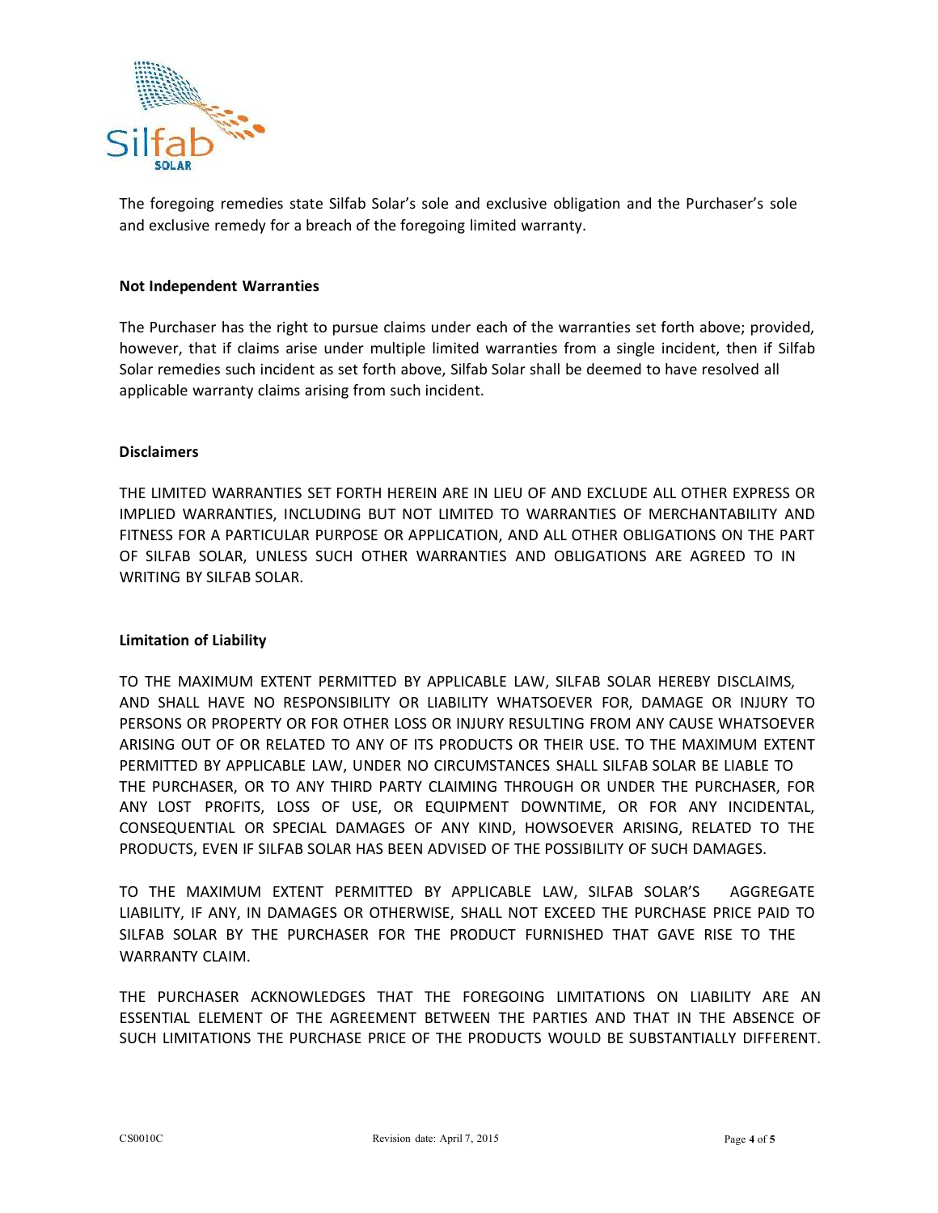The foregoing remedies state Silfab Solar's sole and exclusive obligation and the Purchaser's sole and exclusive remedy for a breach of the foregoing limited warranty.

**Not Independent Warranties**

The Purchaser has the right to pursue claims under each of the warranties set forth above; provided, however, that if claims arise under multiple limited warranties from a single incident, then if Silfab Solar remedies such incident as set forth above, Silfab Solar shall be deemed to have resolved all applicable warranty claims arising from such incident.

**Disclaimers**

THE LIMITED WARRANTIES SET FORTH HEREIN ARE IN LIEU OF AND EXCLUDE ALL OTHER EXPRESS OR IMPLIED WARRANTIES, INCLUDING BUT NOT LIMITED TO WARRANTIES OF MERCHANTABILITY AND FITNESS FOR A PARTICULAR PURPOSE OR APPLICATION, AND ALL OTHER OBLIGATIONS ON THE PART OF SILFAB SOLAR, UNLESS SUCH OTHER WARRANTIES AND OBLIGATIONS ARE AGREED TO IN WRITING BY SILFAB SOLAR.

**Limitation of Liability**

TO THE MAXIMUM EXTENT PERMITTED BY APPLICABLE LAW, SILFAB SOLAR HEREBY DISCLAIMS, AND SHALL HAVE NO RESPONSIBILITY OR LIABILITY WHATSOEVER FOR, DAMAGE OR INJURY TO PERSONS OR PROPERTY OR FOR OTHER LOSS OR INJURY RESULTING FROM ANY CAUSE WHATSOEVER ARISING OUT OF OR RELATED TO ANY OF ITS PRODUCTS OR THEIR USE. TO THE MAXIMUM EXTENT PERMITTED BY APPLICABLE LAW, UNDER NO CIRCUMSTANCES SHALL SILFAB SOLAR BE LIABLE TO THE PURCHASER, OR TO ANY THIRD PARTY CLAIMING THROUGH OR UNDER THE PURCHASER, FOR ANY LOST PROFITS, LOSS OF USE, OR EQUIPMENT DOWNTIME, OR FOR ANY INCIDENTAL, CONSEQUENTIAL OR SPECIAL DAMAGES OF ANY KIND, HOWSOEVER ARISING, RELATED TO THE PRODUCTS, EVEN IF SILFAB SOLAR HAS BEEN ADVISED OF THE POSSIBILITY OF SUCH DAMAGES.

TO THE MAXIMUM EXTENT PERMITTED BY APPLICABLE LAW, SILFAB SOLAR'S AGGREGATE LIABILITY, IF ANY, IN DAMAGES OR OTHERWISE, SHALL NOT EXCEED THE PURCHASE PRICE PAID TO SILFAB SOLAR BY THE PURCHASER FOR THE PRODUCT FURNISHED THAT GAVE RISE TO THE WARRANTY CLAIM.

THE PURCHASER ACKNOWLEDGES THAT THE FOREGOING LIMITATIONS ON LIABILITY ARE AN ESSENTIAL ELEMENT OF THE AGREEMENT BETWEEN THE PARTIES AND THAT IN THE ABSENCE OF SUCH LIMITATIONS THE PURCHASE PRICE OF THE PRODUCTS WOULD BE SUBSTANTIALLY DIFFERENT.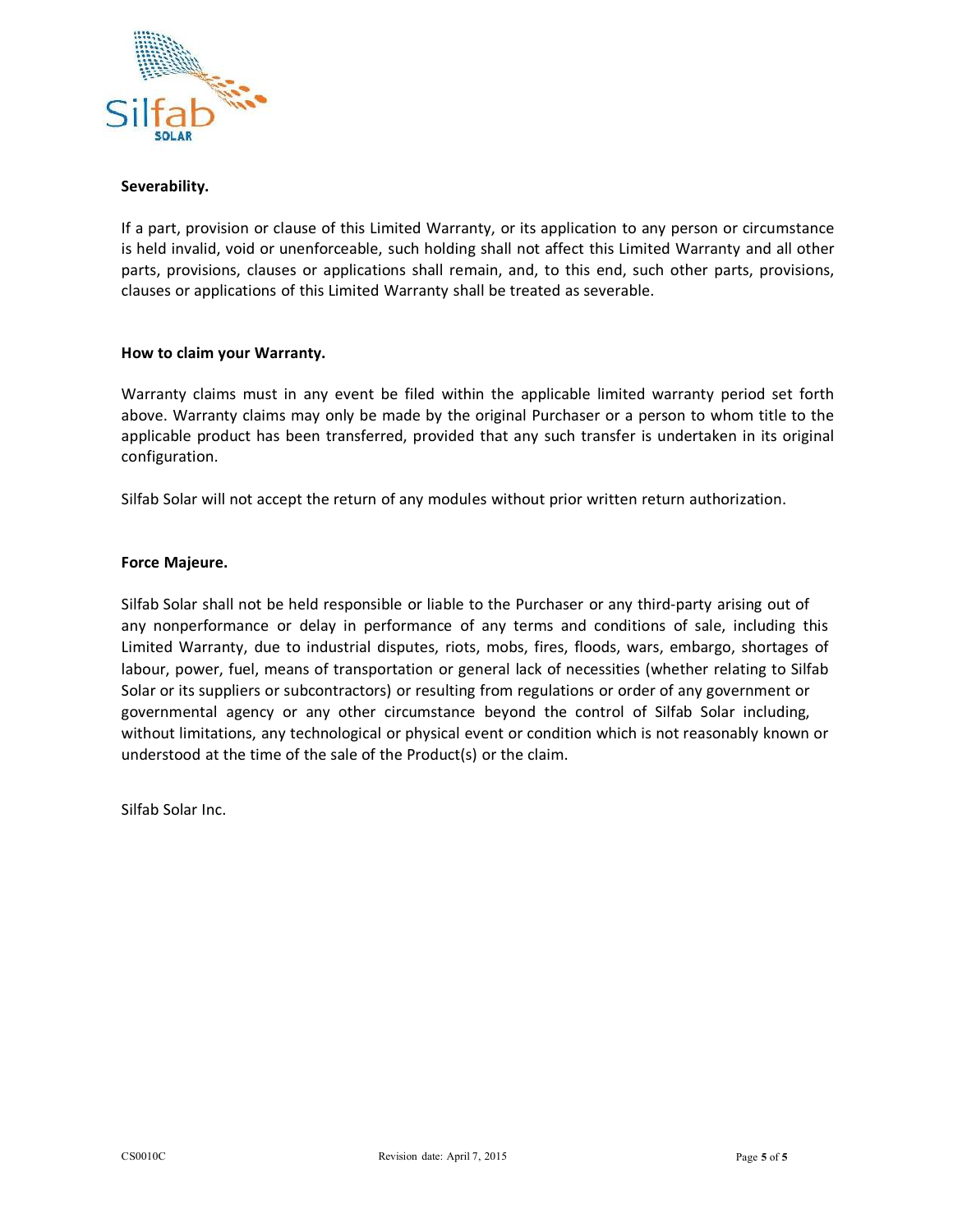**Severability.**

If a part, provision or clause of this Limited Warranty, or its application to any person or circumstance is held invalid, void or unenforceable, such holding shall not affect this Limited Warranty and all other parts, provisions, clauses or applications shall remain, and, to this end, such other parts, provisions, clauses or applications of this Limited Warranty shall be treated as severable.

**How to claim your Warranty.**

Warranty claims must in any event be filed within the applicable limited warranty period set forth above. Warranty claims may only be made by the original Purchaser or a person to whom title to the applicable product has been transferred, provided that any such transfer is undertaken in its original configuration.

Silfab Solar will not accept the return of any modules without prior written return authorization.

**Force Majeure.**

Silfab Solar shall not be held responsible or liable to the Purchaser or any third-party arising out of any nonperformance or delay in performance of any terms and conditions of sale, including this Limited Warranty, due to industrial disputes, riots, mobs, fires, floods, wars, embargo, shortages of labour, power, fuel, means of transportation or general lack of necessities (whether relating to Silfab Solar or its suppliers or subcontractors) or resulting from regulations or order of any government or governmental agency or any other circumstance beyond the control of Silfab Solar including, without limitations, any technological or physical event or condition which is not reasonably known or understood at the time of the sale of the Product(s) or the claim.

Silfab Solar Inc.

CS0010C Revision date: April 7, 2015